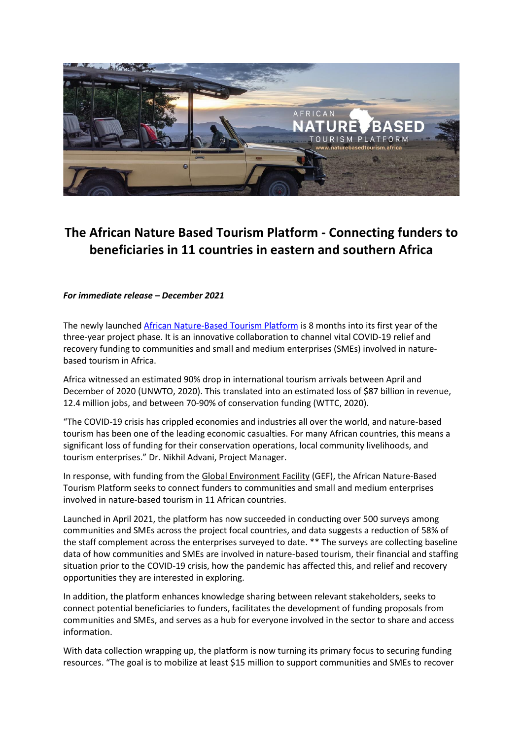# The African Nature Based Tourism Platform - Connecting funders to beneficiaries in 11 countries in eastern and southern Africa

***For immediate release – December 2021***

The newly launched African Nature-Based Tourism Platform is 8 months into its first year of the three-year project phase. It is an innovative collaboration to channel vital COVID-19 relief and recovery funding to communities and small and medium enterprises (SMEs) involved in nature-based tourism in Africa.

Africa witnessed an estimated 90% drop in international tourism arrivals between April and December of 2020 (UNWTO, 2020). This translated into an estimated loss of $87 billion in revenue, 12.4 million jobs, and between 70-90% of conservation funding (WTTC, 2020).

"The COVID-19 crisis has crippled economies and industries all over the world, and nature-based tourism has been one of the leading economic casualties. For many African countries, this means a significant loss of funding for their conservation operations, local community livelihoods, and tourism enterprises." Dr. Nikhil Advani, Project Manager.

In response, with funding from the Global Environment Facility (GEF), the African Nature-Based Tourism Platform seeks to connect funders to communities and small and medium enterprises involved in nature-based tourism in 11 African countries.

Launched in April 2021, the platform has now succeeded in conducting over 500 surveys among communities and SMEs across the project focal countries, and data suggests a reduction of 58% of the staff complement across the enterprises surveyed to date. ** The surveys are collecting baseline data of how communities and SMEs are involved in nature-based tourism, their financial and staffing situation prior to the COVID-19 crisis, how the pandemic has affected this, and relief and recovery opportunities they are interested in exploring.

In addition, the platform enhances knowledge sharing between relevant stakeholders, seeks to connect potential beneficiaries to funders, facilitates the development of funding proposals from communities and SMEs, and serves as a hub for everyone involved in the sector to share and access information.

With data collection wrapping up, the platform is now turning its primary focus to securing funding resources. "The goal is to mobilize at least $15 million to support communities and SMEs to recover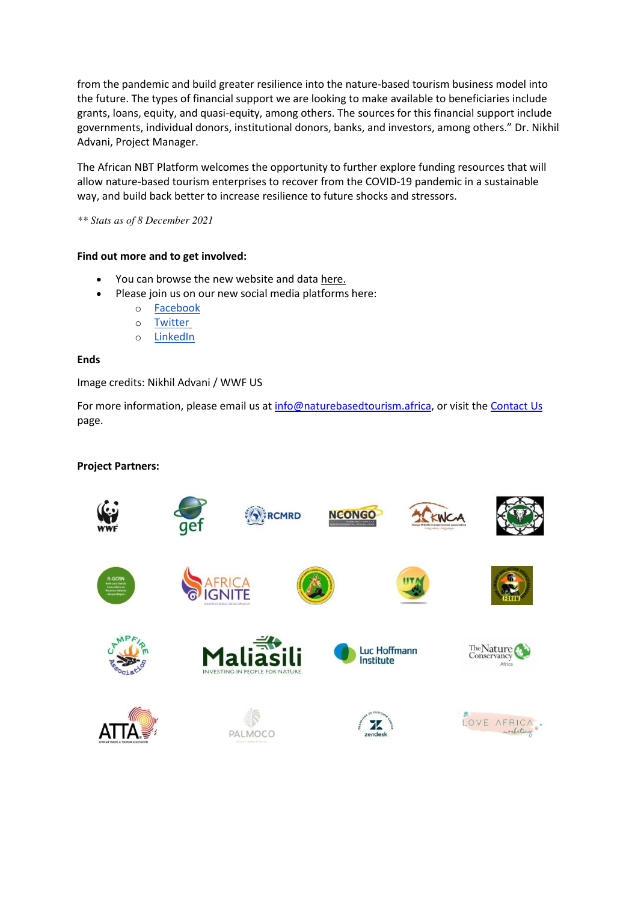from the pandemic and build greater resilience into the nature-based tourism business model into the future. The types of financial support we are looking to make available to beneficiaries include grants, loans, equity, and quasi-equity, among others. The sources for this financial support include governments, individual donors, institutional donors, banks, and investors, among others." Dr. Nikhil Advani, Project Manager.

The African NBT Platform welcomes the opportunity to further explore funding resources that will allow nature-based tourism enterprises to recover from the COVID-19 pandemic in a sustainable way, and build back better to increase resilience to future shocks and stressors.

*** Stats as of 8 December 2021*

**Find out more and to get involved:**

- You can browse the new website and data here.
- Please join us on our new social media platforms here:
  - Facebook
  - Twitter
  - LinkedIn

**Ends**

Image credits: Nikhil Advani / WWF US

For more information, please email us at info@naturebasedtourism.africa, or visit the Contact Us page.

**Project Partners:**